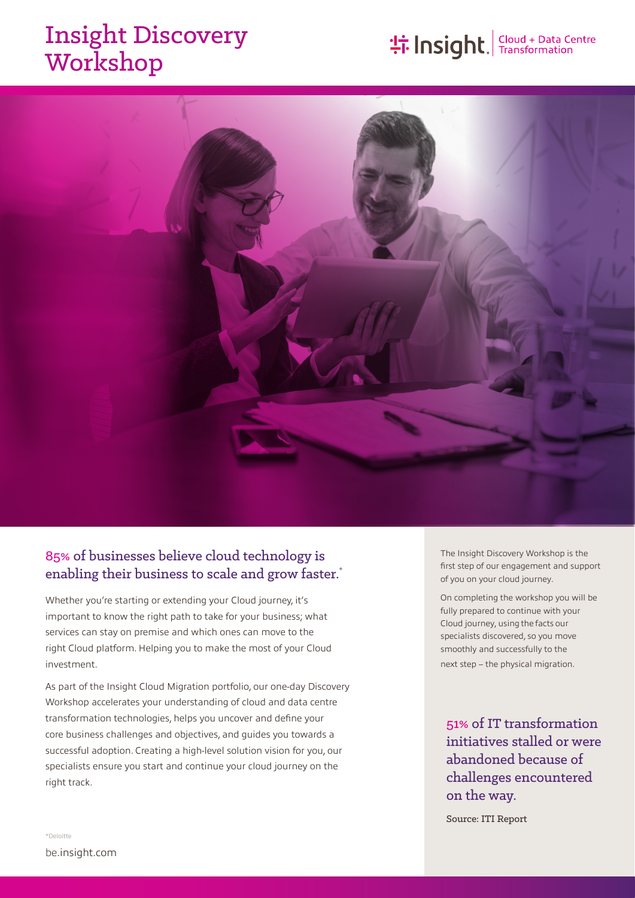# Insight Discovery Workshop

Insight. Cloud + Data Centre Transformation

## 85% of businesses believe cloud technology is enabling their business to scale and grow faster.*

Whether you're starting or extending your Cloud journey, it's important to know the right path to take for your business; what services can stay on premise and which ones can move to the right Cloud platform. Helping you to make the most of your Cloud investment.

As part of the Insight Cloud Migration portfolio, our one-day Discovery Workshop accelerates your understanding of cloud and data centre transformation technologies, helps you uncover and define your core business challenges and objectives, and guides you towards a successful adoption. Creating a high-level solution vision for you, our specialists ensure you start and continue your cloud journey on the right track.

The Insight Discovery Workshop is the first step of our engagement and support of you on your cloud journey.

On completing the workshop you will be fully prepared to continue with your Cloud journey, using the facts our specialists discovered, so you move smoothly and successfully to the next step – the physical migration.

**51% of IT transformation initiatives stalled or were abandoned because of challenges encountered on the way.**

Source: ITI Report

*Deloitte

be.insight.com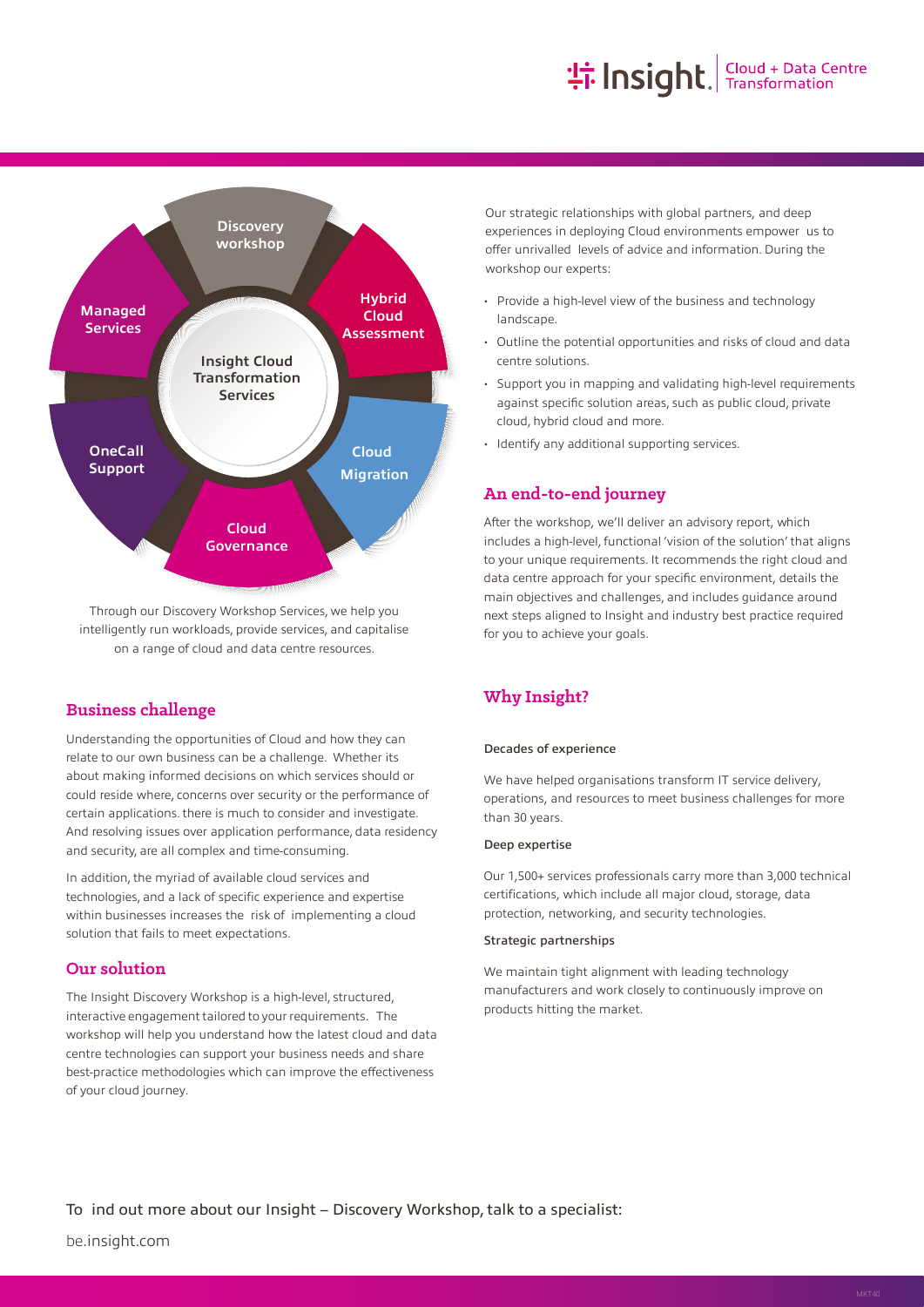Discovery workshop

Hybrid Cloud Assessment

Cloud Migration

Cloud Governance

OneCall Support

Managed Services

Insight Cloud Transformation Services

Through our Discovery Workshop Services, we help you intelligently run workloads, provide services, and capitalise on a range of cloud and data centre resources.

## Business challenge

Understanding the opportunities of Cloud and how they can relate to our own business can be a challenge. Whether its about making informed decisions on which services should or could reside where, concerns over security or the performance of certain applications. there is much to consider and investigate. And resolving issues over application performance, data residency and security, are all complex and time-consuming.

In addition, the myriad of available cloud services and technologies, and a lack of specific experience and expertise within businesses increases the risk of implementing a cloud solution that fails to meet expectations.

## Our solution

The Insight Discovery Workshop is a high-level, structured, interactive engagement tailored to your requirements. The workshop will help you understand how the latest cloud and data centre technologies can support your business needs and share best-practice methodologies which can improve the effectiveness of your cloud journey.

Our strategic relationships with global partners, and deep experiences in deploying Cloud environments empower us to offer unrivalled levels of advice and information. During the workshop our experts:

- Provide a high-level view of the business and technology landscape.
- Outline the potential opportunities and risks of cloud and data centre solutions.
- Support you in mapping and validating high-level requirements against specific solution areas, such as public cloud, private cloud, hybrid cloud and more.
- Identify any additional supporting services.

## An end-to-end journey

After the workshop, we'll deliver an advisory report, which includes a high-level, functional 'vision of the solution' that aligns to your unique requirements. It recommends the right cloud and data centre approach for your specific environment, details the main objectives and challenges, and includes guidance around next steps aligned to Insight and industry best practice required for you to achieve your goals.

## Why Insight?

#### Decades of experience

We have helped organisations transform IT service delivery, operations, and resources to meet business challenges for more than 30 years.

#### Deep expertise

Our 1,500+ services professionals carry more than 3,000 technical certifications, which include all major cloud, storage, data protection, networking, and security technologies.

#### Strategic partnerships

We maintain tight alignment with leading technology manufacturers and work closely to continuously improve on products hitting the market.

To ind out more about our Insight – Discovery Workshop, talk to a specialist:

be.insight.com